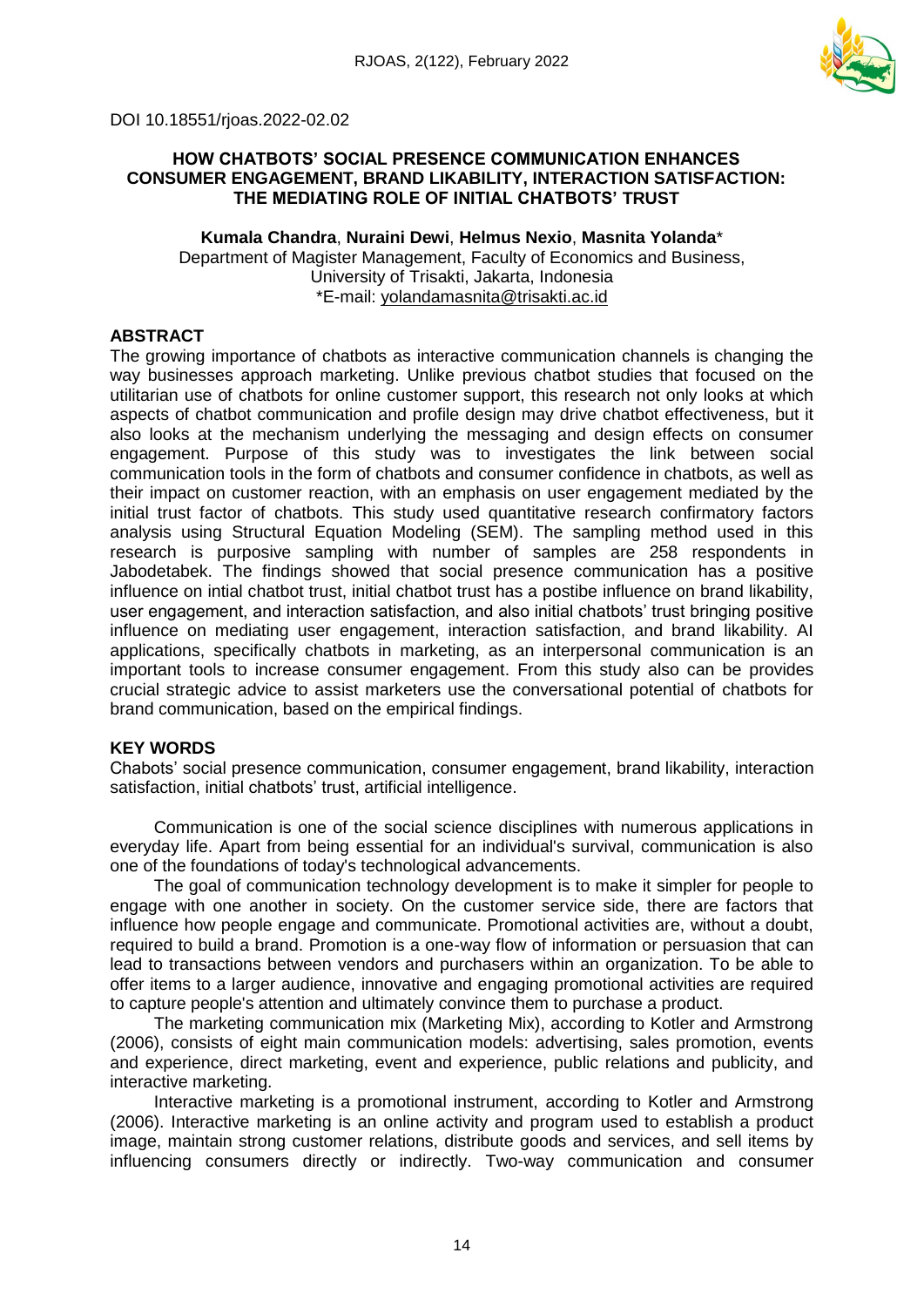DOI 10.18551/rjoas.2022-02.02

# HOW CHATBOTS' SOCIAL PRESENCE COMMUNICATION ENHANCES CONSUMER ENGAGEMENT, BRAND LIKABILITY, INTERACTION SATISFACTION: THE MEDIATING ROLE OF INITIAL CHATBOTS' TRUST

**Kumala Chandra**, **Nuraini Dewi**, **Helmus Nexio**, **Masnita Yolanda***
Department of Magister Management, Faculty of Economics and Business, University of Trisakti, Jakarta, Indonesia
*E-mail: yolandamasnita@trisakti.ac.id

## ABSTRACT

The growing importance of chatbots as interactive communication channels is changing the way businesses approach marketing. Unlike previous chatbot studies that focused on the utilitarian use of chatbots for online customer support, this research not only looks at which aspects of chatbot communication and profile design may drive chatbot effectiveness, but it also looks at the mechanism underlying the messaging and design effects on consumer engagement. Purpose of this study was to investigates the link between social communication tools in the form of chatbots and consumer confidence in chatbots, as well as their impact on customer reaction, with an emphasis on user engagement mediated by the initial trust factor of chatbots. This study used quantitative research confirmatory factors analysis using Structural Equation Modeling (SEM). The sampling method used in this research is purposive sampling with number of samples are 258 respondents in Jabodetabek. The findings showed that social presence communication has a positive influence on intial chatbot trust, initial chatbot trust has a postibe influence on brand likability, user engagement, and interaction satisfaction, and also initial chatbots' trust bringing positive influence on mediating user engagement, interaction satisfaction, and brand likability. AI applications, specifically chatbots in marketing, as an interpersonal communication is an important tools to increase consumer engagement. From this study also can be provides crucial strategic advice to assist marketers use the conversational potential of chatbots for brand communication, based on the empirical findings.

## KEY WORDS

Chabots' social presence communication, consumer engagement, brand likability, interaction satisfaction, initial chatbots' trust, artificial intelligence.

Communication is one of the social science disciplines with numerous applications in everyday life. Apart from being essential for an individual's survival, communication is also one of the foundations of today's technological advancements.

The goal of communication technology development is to make it simpler for people to engage with one another in society. On the customer service side, there are factors that influence how people engage and communicate. Promotional activities are, without a doubt, required to build a brand. Promotion is a one-way flow of information or persuasion that can lead to transactions between vendors and purchasers within an organization. To be able to offer items to a larger audience, innovative and engaging promotional activities are required to capture people's attention and ultimately convince them to purchase a product.

The marketing communication mix (Marketing Mix), according to Kotler and Armstrong (2006), consists of eight main communication models: advertising, sales promotion, events and experience, direct marketing, event and experience, public relations and publicity, and interactive marketing.

Interactive marketing is a promotional instrument, according to Kotler and Armstrong (2006). Interactive marketing is an online activity and program used to establish a product image, maintain strong customer relations, distribute goods and services, and sell items by influencing consumers directly or indirectly. Two-way communication and consumer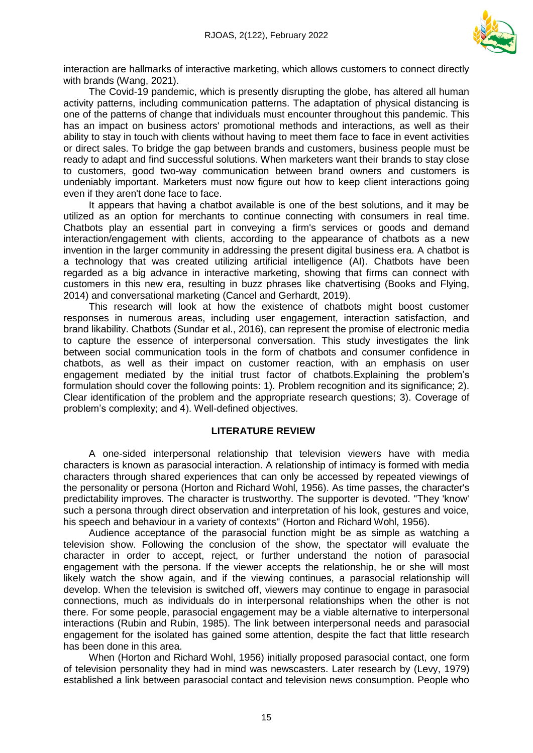interaction are hallmarks of interactive marketing, which allows customers to connect directly with brands (Wang, 2021).

The Covid-19 pandemic, which is presently disrupting the globe, has altered all human activity patterns, including communication patterns. The adaptation of physical distancing is one of the patterns of change that individuals must encounter throughout this pandemic. This has an impact on business actors' promotional methods and interactions, as well as their ability to stay in touch with clients without having to meet them face to face in event activities or direct sales. To bridge the gap between brands and customers, business people must be ready to adapt and find successful solutions. When marketers want their brands to stay close to customers, good two-way communication between brand owners and customers is undeniably important. Marketers must now figure out how to keep client interactions going even if they aren't done face to face.

It appears that having a chatbot available is one of the best solutions, and it may be utilized as an option for merchants to continue connecting with consumers in real time. Chatbots play an essential part in conveying a firm's services or goods and demand interaction/engagement with clients, according to the appearance of chatbots as a new invention in the larger community in addressing the present digital business era. A chatbot is a technology that was created utilizing artificial intelligence (AI). Chatbots have been regarded as a big advance in interactive marketing, showing that firms can connect with customers in this new era, resulting in buzz phrases like chatvertising (Books and Flying, 2014) and conversational marketing (Cancel and Gerhardt, 2019).

This research will look at how the existence of chatbots might boost customer responses in numerous areas, including user engagement, interaction satisfaction, and brand likability. Chatbots (Sundar et al., 2016), can represent the promise of electronic media to capture the essence of interpersonal conversation. This study investigates the link between social communication tools in the form of chatbots and consumer confidence in chatbots, as well as their impact on customer reaction, with an emphasis on user engagement mediated by the initial trust factor of chatbots.Explaining the problem's formulation should cover the following points: 1). Problem recognition and its significance; 2). Clear identification of the problem and the appropriate research questions; 3). Coverage of problem's complexity; and 4). Well-defined objectives.

## LITERATURE REVIEW

A one-sided interpersonal relationship that television viewers have with media characters is known as parasocial interaction. A relationship of intimacy is formed with media characters through shared experiences that can only be accessed by repeated viewings of the personality or persona (Horton and Richard Wohl, 1956). As time passes, the character's predictability improves. The character is trustworthy. The supporter is devoted. "They 'know' such a persona through direct observation and interpretation of his look, gestures and voice, his speech and behaviour in a variety of contexts" (Horton and Richard Wohl, 1956).

Audience acceptance of the parasocial function might be as simple as watching a television show. Following the conclusion of the show, the spectator will evaluate the character in order to accept, reject, or further understand the notion of parasocial engagement with the persona. If the viewer accepts the relationship, he or she will most likely watch the show again, and if the viewing continues, a parasocial relationship will develop. When the television is switched off, viewers may continue to engage in parasocial connections, much as individuals do in interpersonal relationships when the other is not there. For some people, parasocial engagement may be a viable alternative to interpersonal interactions (Rubin and Rubin, 1985). The link between interpersonal needs and parasocial engagement for the isolated has gained some attention, despite the fact that little research has been done in this area.

When (Horton and Richard Wohl, 1956) initially proposed parasocial contact, one form of television personality they had in mind was newscasters. Later research by (Levy, 1979) established a link between parasocial contact and television news consumption. People who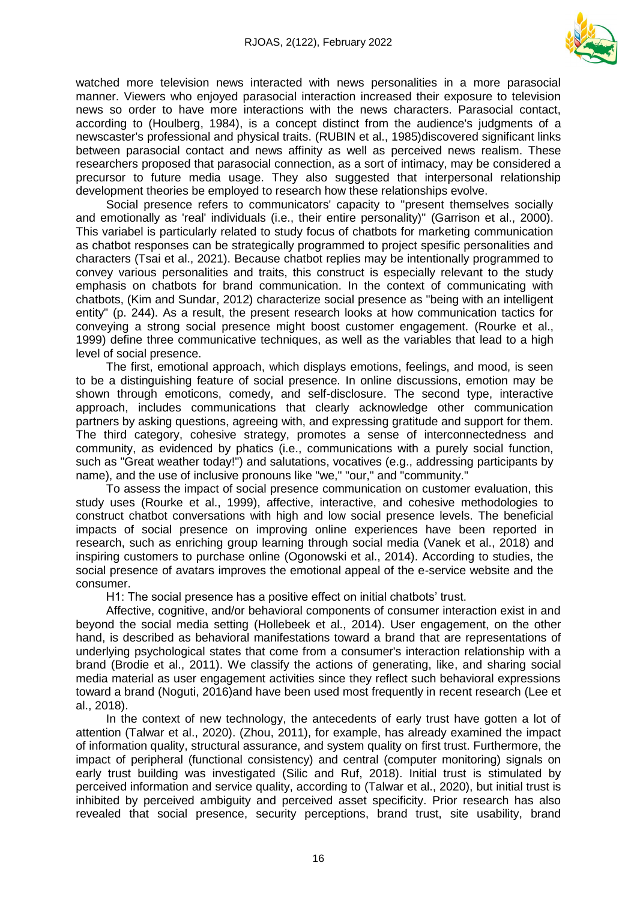watched more television news interacted with news personalities in a more parasocial manner. Viewers who enjoyed parasocial interaction increased their exposure to television news so order to have more interactions with the news characters. Parasocial contact, according to (Houlberg, 1984), is a concept distinct from the audience's judgments of a newscaster's professional and physical traits. (RUBIN et al., 1985)discovered significant links between parasocial contact and news affinity as well as perceived news realism. These researchers proposed that parasocial connection, as a sort of intimacy, may be considered a precursor to future media usage. They also suggested that interpersonal relationship development theories be employed to research how these relationships evolve.

Social presence refers to communicators' capacity to "present themselves socially and emotionally as 'real' individuals (i.e., their entire personality)" (Garrison et al., 2000). This variabel is particularly related to study focus of chatbots for marketing communication as chatbot responses can be strategically programmed to project spesific personalities and characters (Tsai et al., 2021). Because chatbot replies may be intentionally programmed to convey various personalities and traits, this construct is especially relevant to the study emphasis on chatbots for brand communication. In the context of communicating with chatbots, (Kim and Sundar, 2012) characterize social presence as "being with an intelligent entity" (p. 244). As a result, the present research looks at how communication tactics for conveying a strong social presence might boost customer engagement. (Rourke et al., 1999) define three communicative techniques, as well as the variables that lead to a high level of social presence.

The first, emotional approach, which displays emotions, feelings, and mood, is seen to be a distinguishing feature of social presence. In online discussions, emotion may be shown through emoticons, comedy, and self-disclosure. The second type, interactive approach, includes communications that clearly acknowledge other communication partners by asking questions, agreeing with, and expressing gratitude and support for them. The third category, cohesive strategy, promotes a sense of interconnectedness and community, as evidenced by phatics (i.e., communications with a purely social function, such as "Great weather today!") and salutations, vocatives (e.g., addressing participants by name), and the use of inclusive pronouns like "we," "our," and "community."

To assess the impact of social presence communication on customer evaluation, this study uses (Rourke et al., 1999), affective, interactive, and cohesive methodologies to construct chatbot conversations with high and low social presence levels. The beneficial impacts of social presence on improving online experiences have been reported in research, such as enriching group learning through social media (Vanek et al., 2018) and inspiring customers to purchase online (Ogonowski et al., 2014). According to studies, the social presence of avatars improves the emotional appeal of the e-service website and the consumer.

H1: The social presence has a positive effect on initial chatbots' trust.

Affective, cognitive, and/or behavioral components of consumer interaction exist in and beyond the social media setting (Hollebeek et al., 2014). User engagement, on the other hand, is described as behavioral manifestations toward a brand that are representations of underlying psychological states that come from a consumer's interaction relationship with a brand (Brodie et al., 2011). We classify the actions of generating, like, and sharing social media material as user engagement activities since they reflect such behavioral expressions toward a brand (Noguti, 2016)and have been used most frequently in recent research (Lee et al., 2018).

In the context of new technology, the antecedents of early trust have gotten a lot of attention (Talwar et al., 2020). (Zhou, 2011), for example, has already examined the impact of information quality, structural assurance, and system quality on first trust. Furthermore, the impact of peripheral (functional consistency) and central (computer monitoring) signals on early trust building was investigated (Silic and Ruf, 2018). Initial trust is stimulated by perceived information and service quality, according to (Talwar et al., 2020), but initial trust is inhibited by perceived ambiguity and perceived asset specificity. Prior research has also revealed that social presence, security perceptions, brand trust, site usability, brand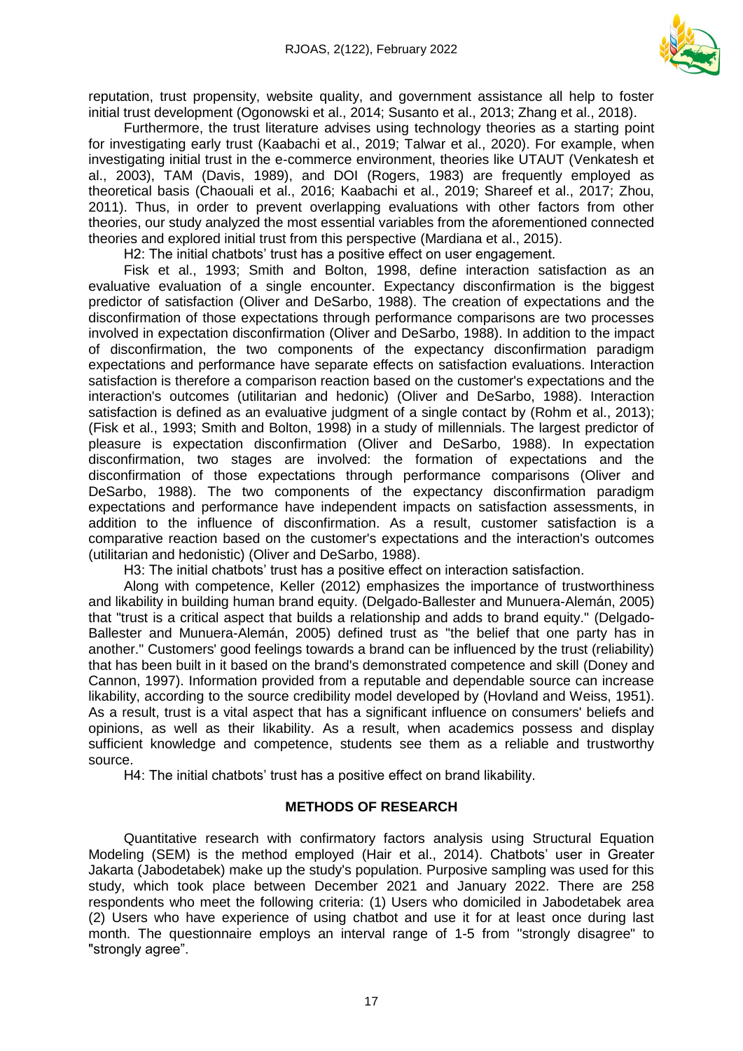reputation, trust propensity, website quality, and government assistance all help to foster initial trust development (Ogonowski et al., 2014; Susanto et al., 2013; Zhang et al., 2018).

Furthermore, the trust literature advises using technology theories as a starting point for investigating early trust (Kaabachi et al., 2019; Talwar et al., 2020). For example, when investigating initial trust in the e-commerce environment, theories like UTAUT (Venkatesh et al., 2003), TAM (Davis, 1989), and DOI (Rogers, 1983) are frequently employed as theoretical basis (Chaouali et al., 2016; Kaabachi et al., 2019; Shareef et al., 2017; Zhou, 2011). Thus, in order to prevent overlapping evaluations with other factors from other theories, our study analyzed the most essential variables from the aforementioned connected theories and explored initial trust from this perspective (Mardiana et al., 2015).

H2: The initial chatbots' trust has a positive effect on user engagement.

Fisk et al., 1993; Smith and Bolton, 1998, define interaction satisfaction as an evaluative evaluation of a single encounter. Expectancy disconfirmation is the biggest predictor of satisfaction (Oliver and DeSarbo, 1988). The creation of expectations and the disconfirmation of those expectations through performance comparisons are two processes involved in expectation disconfirmation (Oliver and DeSarbo, 1988). In addition to the impact of disconfirmation, the two components of the expectancy disconfirmation paradigm expectations and performance have separate effects on satisfaction evaluations. Interaction satisfaction is therefore a comparison reaction based on the customer's expectations and the interaction's outcomes (utilitarian and hedonic) (Oliver and DeSarbo, 1988). Interaction satisfaction is defined as an evaluative judgment of a single contact by (Rohm et al., 2013); (Fisk et al., 1993; Smith and Bolton, 1998) in a study of millennials. The largest predictor of pleasure is expectation disconfirmation (Oliver and DeSarbo, 1988). In expectation disconfirmation, two stages are involved: the formation of expectations and the disconfirmation of those expectations through performance comparisons (Oliver and DeSarbo, 1988). The two components of the expectancy disconfirmation paradigm expectations and performance have independent impacts on satisfaction assessments, in addition to the influence of disconfirmation. As a result, customer satisfaction is a comparative reaction based on the customer's expectations and the interaction's outcomes (utilitarian and hedonistic) (Oliver and DeSarbo, 1988).

H3: The initial chatbots' trust has a positive effect on interaction satisfaction.

Along with competence, Keller (2012) emphasizes the importance of trustworthiness and likability in building human brand equity. (Delgado-Ballester and Munuera-Alemán, 2005) that "trust is a critical aspect that builds a relationship and adds to brand equity." (Delgado-Ballester and Munuera-Alemán, 2005) defined trust as "the belief that one party has in another." Customers' good feelings towards a brand can be influenced by the trust (reliability) that has been built in it based on the brand's demonstrated competence and skill (Doney and Cannon, 1997). Information provided from a reputable and dependable source can increase likability, according to the source credibility model developed by (Hovland and Weiss, 1951). As a result, trust is a vital aspect that has a significant influence on consumers' beliefs and opinions, as well as their likability. As a result, when academics possess and display sufficient knowledge and competence, students see them as a reliable and trustworthy source.

H4: The initial chatbots' trust has a positive effect on brand likability.

## METHODS OF RESEARCH

Quantitative research with confirmatory factors analysis using Structural Equation Modeling (SEM) is the method employed (Hair et al., 2014). Chatbots' user in Greater Jakarta (Jabodetabek) make up the study's population. Purposive sampling was used for this study, which took place between December 2021 and January 2022. There are 258 respondents who meet the following criteria: (1) Users who domiciled in Jabodetabek area (2) Users who have experience of using chatbot and use it for at least once during last month. The questionnaire employs an interval range of 1-5 from "strongly disagree" to "strongly agree".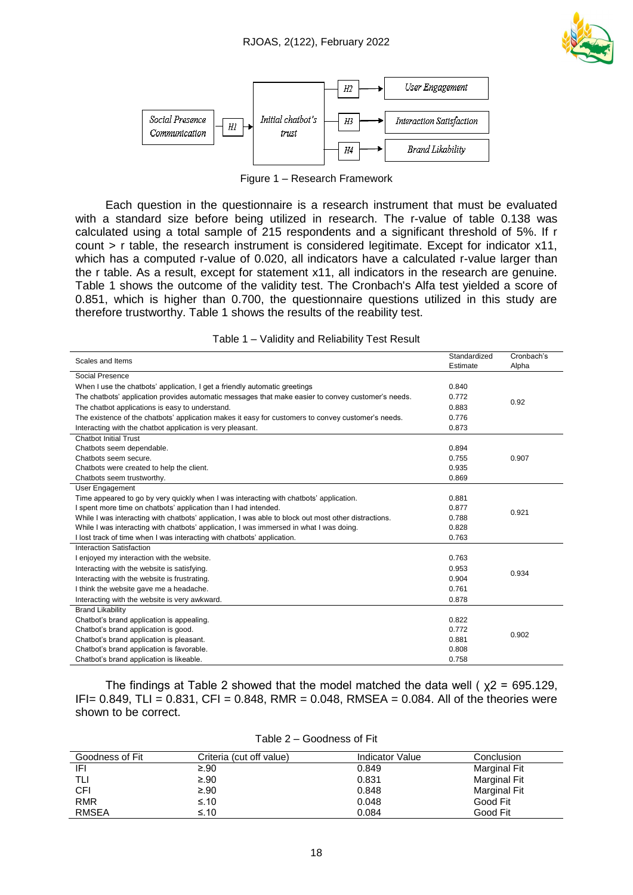Figure 1 – Research Framework

Each question in the questionnaire is a research instrument that must be evaluated with a standard size before being utilized in research. The r-value of table 0.138 was calculated using a total sample of 215 respondents and a significant threshold of 5%. If r count > r table, the research instrument is considered legitimate. Except for indicator x11, which has a computed r-value of 0.020, all indicators have a calculated r-value larger than the r table. As a result, except for statement x11, all indicators in the research are genuine. Table 1 shows the outcome of the validity test. The Cronbach's Alfa test yielded a score of 0.851, which is higher than 0.700, the questionnaire questions utilized in this study are therefore trustworthy. Table 1 shows the results of the reability test.

Table 1 – Validity and Reliability Test Result

| Scales and Items | Standardized Estimate | Cronbach's Alpha |
|---|---|---|
| Social Presence | | |
| When I use the chatbots' application, I get a friendly automatic greetings | 0.840 | 0.92 |
| The chatbots' application provides automatic messages that make easier to convey customer's needs. | 0.772 | |
| The chatbot applications is easy to understand. | 0.883 | |
| The existence of the chatbots' application makes it easy for customers to convey customer's needs. | 0.776 | |
| Interacting with the chatbot application is very pleasant. | 0.873 | |
| Chatbot Initial Trust | | |
| Chatbots seem dependable. | 0.894 | 0.907 |
| Chatbots seem secure. | 0.755 | |
| Chatbots were created to help the client. | 0.935 | |
| Chatbots seem trustworthy. | 0.869 | |
| User Engagement | | |
| Time appeared to go by very quickly when I was interacting with chatbots' application. | 0.881 | 0.921 |
| I spent more time on chatbots' application than I had intended. | 0.877 | |
| While I was interacting with chatbots' application, I was able to block out most other distractions. | 0.788 | |
| While I was interacting with chatbots' application, I was immersed in what I was doing. | 0.828 | |
| I lost track of time when I was interacting with chatbots' application. | 0.763 | |
| Interaction Satisfaction | | |
| I enjoyed my interaction with the website. | 0.763 | 0.934 |
| Interacting with the website is satisfying. | 0.953 | |
| Interacting with the website is frustrating. | 0.904 | |
| I think the website gave me a headache. | 0.761 | |
| Interacting with the website is very awkward. | 0.878 | |
| Brand Likability | | |
| Chatbot's brand application is appealing. | 0.822 | 0.902 |
| Chatbot's brand application is good. | 0.772 | |
| Chatbot's brand application is pleasant. | 0.881 | |
| Chatbot's brand application is favorable. | 0.808 | |
| Chatbot's brand application is likeable. | 0.758 | |

The findings at Table 2 showed that the model matched the data well ( $\chi 2$ = 695.129, IFI= 0.849, TLI = 0.831, CFI = 0.848, RMR = 0.048, RMSEA = 0.084. All of the theories were shown to be correct.

Table 2 – Goodness of Fit

| Goodness of Fit | Criteria (cut off value) | Indicator Value | Conclusion |
|---|---|---|---|
| IFI | ≥.90 | 0.849 | Marginal Fit |
| TLI | ≥.90 | 0.831 | Marginal Fit |
| CFI | ≥.90 | 0.848 | Marginal Fit |
| RMR | ≤.10 | 0.048 | Good Fit |
| RMSEA | ≤.10 | 0.084 | Good Fit |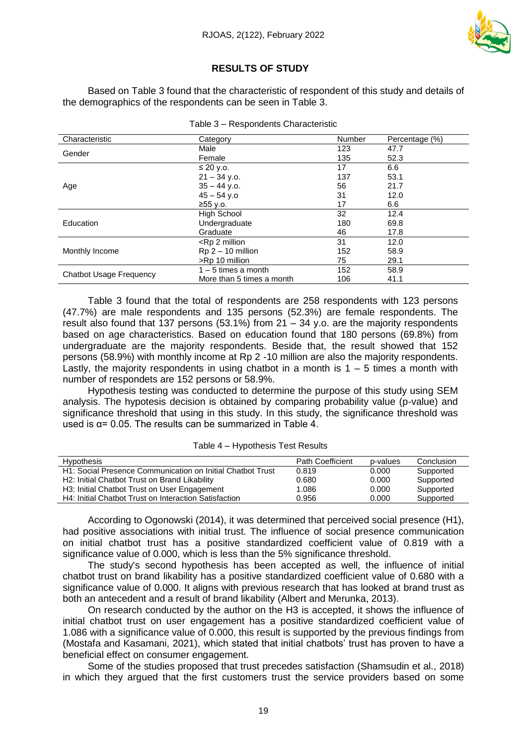## RESULTS OF STUDY

Based on Table 3 found that the characteristic of respondent of this study and details of the demographics of the respondents can be seen in Table 3.

Table 3 – Respondents Characteristic

| Characteristic | Category | Number | Percentage (%) |
|---|---|---|---|
| Gender | Male | 123 | 47.7 |
| | Female | 135 | 52.3 |
| Age | ≤ 20 y.o. | 17 | 6.6 |
| | 21 – 34 y.o. | 137 | 53.1 |
| | 35 – 44 y.o. | 56 | 21.7 |
| | 45 – 54 y.o | 31 | 12.0 |
| | ≥55 y.o. | 17 | 6.6 |
| Education | High School | 32 | 12.4 |
| | Undergraduate | 180 | 69.8 |
| | Graduate | 46 | 17.8 |
| Monthly Income | <Rp 2 million | 31 | 12.0 |
| | Rp 2 – 10 million | 152 | 58.9 |
| | >Rp 10 million | 75 | 29.1 |
| Chatbot Usage Frequency | 1 – 5 times a month | 152 | 58.9 |
| | More than 5 times a month | 106 | 41.1 |

Table 3 found that the total of respondents are 258 respondents with 123 persons (47.7%) are male respondents and 135 persons (52.3%) are female respondents. The result also found that 137 persons (53.1%) from 21 – 34 y.o. are the majority respondents based on age characteristics. Based on education found that 180 persons (69.8%) from undergraduate are the majority respondents. Beside that, the result showed that 152 persons (58.9%) with monthly income at Rp 2 -10 million are also the majority respondents. Lastly, the majority respondents in using chatbot in a month is 1 – 5 times a month with number of respodnets are 152 persons or 58.9%.

Hypothesis testing was conducted to determine the purpose of this study using SEM analysis. The hypotesis decision is obtained by comparing probability value (p-value) and significance threshold that using in this study. In this study, the significance threshold was used is $\alpha = 0.05$. The results can be summarized in Table 4.

Table 4 – Hypothesis Test Results

| Hypothesis | Path Coefficient | p-values | Conclusion |
|---|---|---|---|
| H1: Social Presence Communication on Initial Chatbot Trust | 0.819 | 0.000 | Supported |
| H2: Initial Chatbot Trust on Brand Likability | 0.680 | 0.000 | Supported |
| H3: Initial Chatbot Trust on User Engagement | 1.086 | 0.000 | Supported |
| H4: Initial Chatbot Trust on Interaction Satisfaction | 0.956 | 0.000 | Supported |

According to Ogonowski (2014), it was determined that perceived social presence (H1), had positive associations with initial trust. The influence of social presence communication on initial chatbot trust has a positive standardized coefficient value of 0.819 with a significance value of 0.000, which is less than the 5% significance threshold.

The study's second hypothesis has been accepted as well, the influence of initial chatbot trust on brand likability has a positive standardized coefficient value of 0.680 with a significance value of 0.000. It aligns with previous research that has looked at brand trust as both an antecedent and a result of brand likability (Albert and Merunka, 2013).

On research conducted by the author on the H3 is accepted, it shows the influence of initial chatbot trust on user engagement has a positive standardized coefficient value of 1.086 with a significance value of 0.000, this result is supported by the previous findings from (Mostafa and Kasamani, 2021), which stated that initial chatbots' trust has proven to have a beneficial effect on consumer engagement.

Some of the studies proposed that trust precedes satisfaction (Shamsudin et al., 2018) in which they argued that the first customers trust the service providers based on some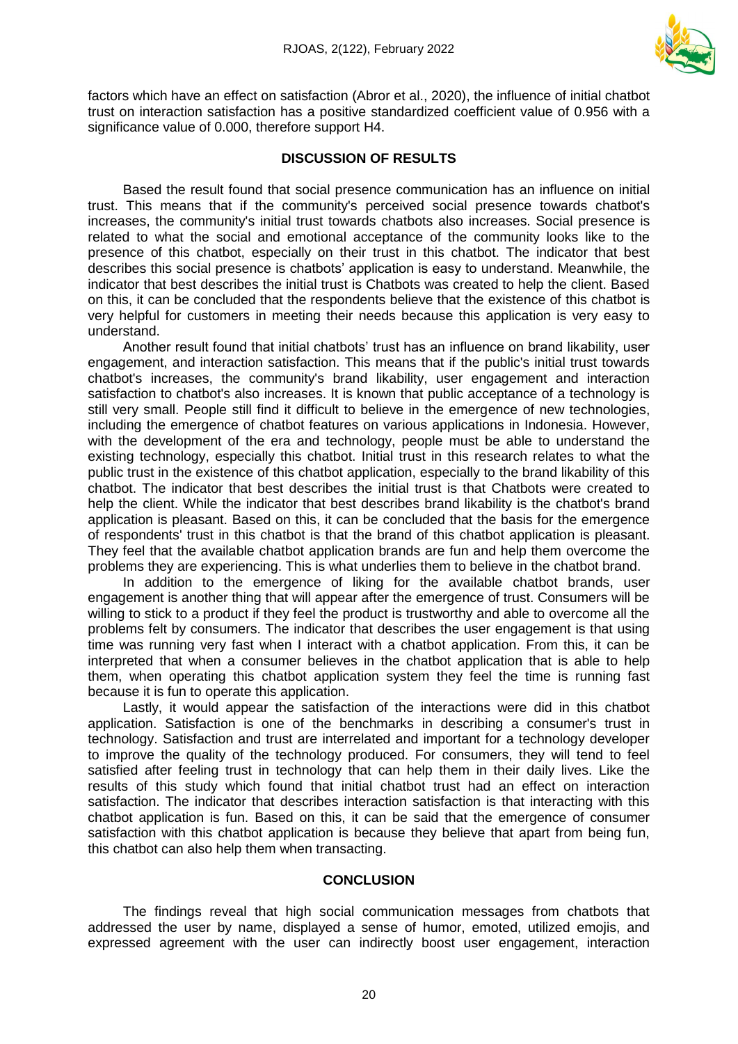factors which have an effect on satisfaction (Abror et al., 2020), the influence of initial chatbot trust on interaction satisfaction has a positive standardized coefficient value of 0.956 with a significance value of 0.000, therefore support H4.

## DISCUSSION OF RESULTS

Based the result found that social presence communication has an influence on initial trust. This means that if the community's perceived social presence towards chatbot's increases, the community's initial trust towards chatbots also increases. Social presence is related to what the social and emotional acceptance of the community looks like to the presence of this chatbot, especially on their trust in this chatbot. The indicator that best describes this social presence is chatbots' application is easy to understand. Meanwhile, the indicator that best describes the initial trust is Chatbots was created to help the client. Based on this, it can be concluded that the respondents believe that the existence of this chatbot is very helpful for customers in meeting their needs because this application is very easy to understand.

Another result found that initial chatbots' trust has an influence on brand likability, user engagement, and interaction satisfaction. This means that if the public's initial trust towards chatbot's increases, the community's brand likability, user engagement and interaction satisfaction to chatbot's also increases. It is known that public acceptance of a technology is still very small. People still find it difficult to believe in the emergence of new technologies, including the emergence of chatbot features on various applications in Indonesia. However, with the development of the era and technology, people must be able to understand the existing technology, especially this chatbot. Initial trust in this research relates to what the public trust in the existence of this chatbot application, especially to the brand likability of this chatbot. The indicator that best describes the initial trust is that Chatbots were created to help the client. While the indicator that best describes brand likability is the chatbot's brand application is pleasant. Based on this, it can be concluded that the basis for the emergence of respondents' trust in this chatbot is that the brand of this chatbot application is pleasant. They feel that the available chatbot application brands are fun and help them overcome the problems they are experiencing. This is what underlies them to believe in the chatbot brand.

In addition to the emergence of liking for the available chatbot brands, user engagement is another thing that will appear after the emergence of trust. Consumers will be willing to stick to a product if they feel the product is trustworthy and able to overcome all the problems felt by consumers. The indicator that describes the user engagement is that using time was running very fast when I interact with a chatbot application. From this, it can be interpreted that when a consumer believes in the chatbot application that is able to help them, when operating this chatbot application system they feel the time is running fast because it is fun to operate this application.

Lastly, it would appear the satisfaction of the interactions were did in this chatbot application. Satisfaction is one of the benchmarks in describing a consumer's trust in technology. Satisfaction and trust are interrelated and important for a technology developer to improve the quality of the technology produced. For consumers, they will tend to feel satisfied after feeling trust in technology that can help them in their daily lives. Like the results of this study which found that initial chatbot trust had an effect on interaction satisfaction. The indicator that describes interaction satisfaction is that interacting with this chatbot application is fun. Based on this, it can be said that the emergence of consumer satisfaction with this chatbot application is because they believe that apart from being fun, this chatbot can also help them when transacting.

## CONCLUSION

The findings reveal that high social communication messages from chatbots that addressed the user by name, displayed a sense of humor, emoted, utilized emojis, and expressed agreement with the user can indirectly boost user engagement, interaction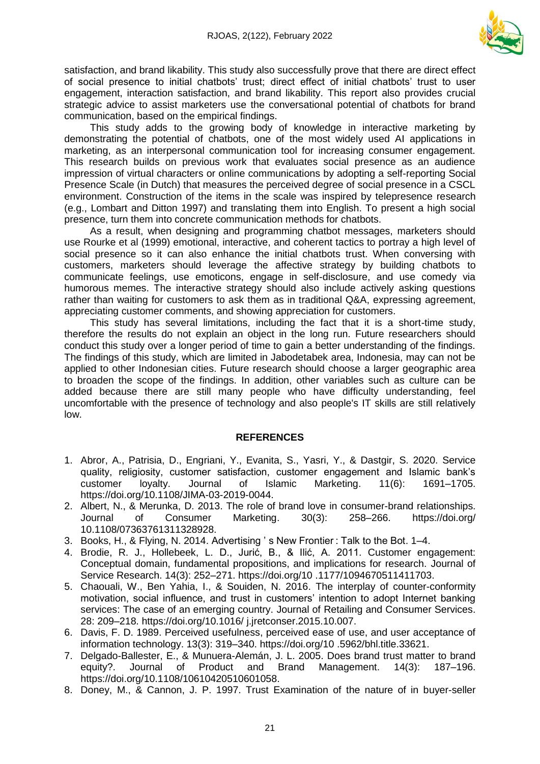satisfaction, and brand likability. This study also successfully prove that there are direct effect of social presence to initial chatbots' trust; direct effect of initial chatbots' trust to user engagement, interaction satisfaction, and brand likability. This report also provides crucial strategic advice to assist marketers use the conversational potential of chatbots for brand communication, based on the empirical findings.

This study adds to the growing body of knowledge in interactive marketing by demonstrating the potential of chatbots, one of the most widely used AI applications in marketing, as an interpersonal communication tool for increasing consumer engagement. This research builds on previous work that evaluates social presence as an audience impression of virtual characters or online communications by adopting a self-reporting Social Presence Scale (in Dutch) that measures the perceived degree of social presence in a CSCL environment. Construction of the items in the scale was inspired by telepresence research (e.g., Lombart and Ditton 1997) and translating them into English. To present a high social presence, turn them into concrete communication methods for chatbots.

As a result, when designing and programming chatbot messages, marketers should use Rourke et al (1999) emotional, interactive, and coherent tactics to portray a high level of social presence so it can also enhance the initial chatbots trust. When conversing with customers, marketers should leverage the affective strategy by building chatbots to communicate feelings, use emoticons, engage in self-disclosure, and use comedy via humorous memes. The interactive strategy should also include actively asking questions rather than waiting for customers to ask them as in traditional Q&A, expressing agreement, appreciating customer comments, and showing appreciation for customers.

This study has several limitations, including the fact that it is a short-time study, therefore the results do not explain an object in the long run. Future researchers should conduct this study over a longer period of time to gain a better understanding of the findings. The findings of this study, which are limited in Jabodetabek area, Indonesia, may can not be applied to other Indonesian cities. Future research should choose a larger geographic area to broaden the scope of the findings. In addition, other variables such as culture can be added because there are still many people who have difficulty understanding, feel uncomfortable with the presence of technology and also people's IT skills are still relatively low.

## REFERENCES

1. Abror, A., Patrisia, D., Engriani, Y., Evanita, S., Yasri, Y., & Dastgir, S. 2020. Service quality, religiosity, customer satisfaction, customer engagement and Islamic bank's customer loyalty. Journal of Islamic Marketing. 11(6): 1691–1705. https://doi.org/10.1108/JIMA-03-2019-0044.
2. Albert, N., & Merunka, D. 2013. The role of brand love in consumer-brand relationships. Journal of Consumer Marketing. 30(3): 258–266. https://doi.org/ 10.1108/07363761311328928.
3. Books, H., & Flying, N. 2014. Advertising ' s New Frontier : Talk to the Bot. 1–4.
4. Brodie, R. J., Hollebeek, L. D., Jurić, B., & Ilić, A. 2011. Customer engagement: Conceptual domain, fundamental propositions, and implications for research. Journal of Service Research. 14(3): 252–271. https://doi.org/10 .1177/1094670511411703.
5. Chaouali, W., Ben Yahia, I., & Souiden, N. 2016. The interplay of counter-conformity motivation, social influence, and trust in customers' intention to adopt Internet banking services: The case of an emerging country. Journal of Retailing and Consumer Services. 28: 209–218. https://doi.org/10.1016/ j.jretconser.2015.10.007.
6. Davis, F. D. 1989. Perceived usefulness, perceived ease of use, and user acceptance of information technology. 13(3): 319–340. https://doi.org/10 .5962/bhl.title.33621.
7. Delgado-Ballester, E., & Munuera-Alemán, J. L. 2005. Does brand trust matter to brand equity?. Journal of Product and Brand Management. 14(3): 187–196. https://doi.org/10.1108/10610420510601058.
8. Doney, M., & Cannon, J. P. 1997. Trust Examination of the nature of in buyer-seller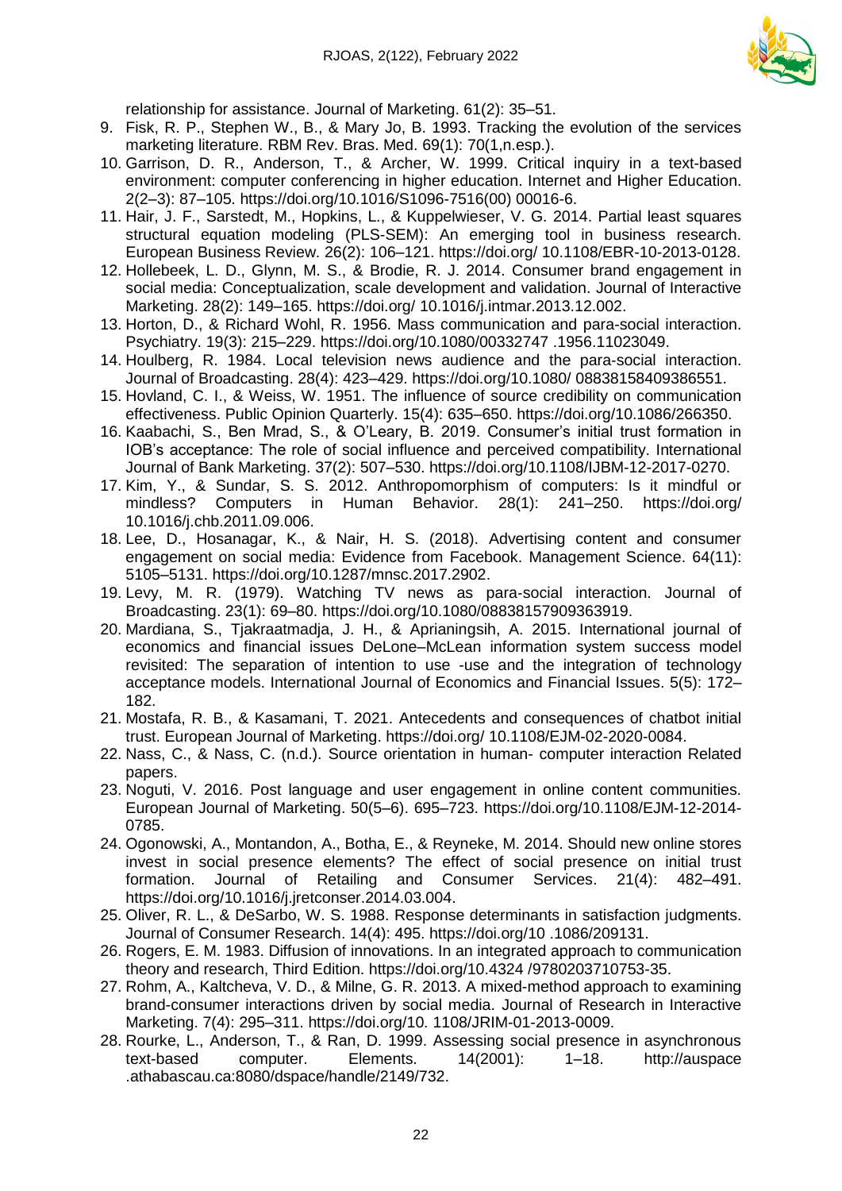relationship for assistance. Journal of Marketing. 61(2): 35–51.

9. Fisk, R. P., Stephen W., B., & Mary Jo, B. 1993. Tracking the evolution of the services marketing literature. RBM Rev. Bras. Med. 69(1): 70(1,n.esp.).
10. Garrison, D. R., Anderson, T., & Archer, W. 1999. Critical inquiry in a text-based environment: computer conferencing in higher education. Internet and Higher Education. 2(2–3): 87–105. https://doi.org/10.1016/S1096-7516(00) 00016-6.
11. Hair, J. F., Sarstedt, M., Hopkins, L., & Kuppelwieser, V. G. 2014. Partial least squares structural equation modeling (PLS-SEM): An emerging tool in business research. European Business Review. 26(2): 106–121. https://doi.org/ 10.1108/EBR-10-2013-0128.
12. Hollebeek, L. D., Glynn, M. S., & Brodie, R. J. 2014. Consumer brand engagement in social media: Conceptualization, scale development and validation. Journal of Interactive Marketing. 28(2): 149–165. https://doi.org/ 10.1016/j.intmar.2013.12.002.
13. Horton, D., & Richard Wohl, R. 1956. Mass communication and para-social interaction. Psychiatry. 19(3): 215–229. https://doi.org/10.1080/00332747 .1956.11023049.
14. Houlberg, R. 1984. Local television news audience and the para-social interaction. Journal of Broadcasting. 28(4): 423–429. https://doi.org/10.1080/ 08838158409386551.
15. Hovland, C. I., & Weiss, W. 1951. The influence of source credibility on communication effectiveness. Public Opinion Quarterly. 15(4): 635–650. https://doi.org/10.1086/266350.
16. Kaabachi, S., Ben Mrad, S., & O'Leary, B. 2019. Consumer's initial trust formation in IOB's acceptance: The role of social influence and perceived compatibility. International Journal of Bank Marketing. 37(2): 507–530. https://doi.org/10.1108/IJBM-12-2017-0270.
17. Kim, Y., & Sundar, S. S. 2012. Anthropomorphism of computers: Is it mindful or mindless? Computers in Human Behavior. 28(1): 241–250. https://doi.org/ 10.1016/j.chb.2011.09.006.
18. Lee, D., Hosanagar, K., & Nair, H. S. (2018). Advertising content and consumer engagement on social media: Evidence from Facebook. Management Science. 64(11): 5105–5131. https://doi.org/10.1287/mnsc.2017.2902.
19. Levy, M. R. (1979). Watching TV news as para-social interaction. Journal of Broadcasting. 23(1): 69–80. https://doi.org/10.1080/08838157909363919.
20. Mardiana, S., Tjakraatmadja, J. H., & Aprianingsih, A. 2015. International journal of economics and financial issues DeLone–McLean information system success model revisited: The separation of intention to use -use and the integration of technology acceptance models. International Journal of Economics and Financial Issues. 5(5): 172–182.
21. Mostafa, R. B., & Kasamani, T. 2021. Antecedents and consequences of chatbot initial trust. European Journal of Marketing. https://doi.org/ 10.1108/EJM-02-2020-0084.
22. Nass, C., & Nass, C. (n.d.). Source orientation in human- computer interaction Related papers.
23. Noguti, V. 2016. Post language and user engagement in online content communities. European Journal of Marketing. 50(5–6). 695–723. https://doi.org/10.1108/EJM-12-2014-0785.
24. Ogonowski, A., Montandon, A., Botha, E., & Reyneke, M. 2014. Should new online stores invest in social presence elements? The effect of social presence on initial trust formation. Journal of Retailing and Consumer Services. 21(4): 482–491. https://doi.org/10.1016/j.jretconser.2014.03.004.
25. Oliver, R. L., & DeSarbo, W. S. 1988. Response determinants in satisfaction judgments. Journal of Consumer Research. 14(4): 495. https://doi.org/10 .1086/209131.
26. Rogers, E. M. 1983. Diffusion of innovations. In an integrated approach to communication theory and research, Third Edition. https://doi.org/10.4324 /9780203710753-35.
27. Rohm, A., Kaltcheva, V. D., & Milne, G. R. 2013. A mixed-method approach to examining brand-consumer interactions driven by social media. Journal of Research in Interactive Marketing. 7(4): 295–311. https://doi.org/10. 1108/JRIM-01-2013-0009.
28. Rourke, L., Anderson, T., & Ran, D. 1999. Assessing social presence in asynchronous text-based computer. Elements. 14(2001): 1–18. http://auspace .athabascau.ca:8080/dspace/handle/2149/732.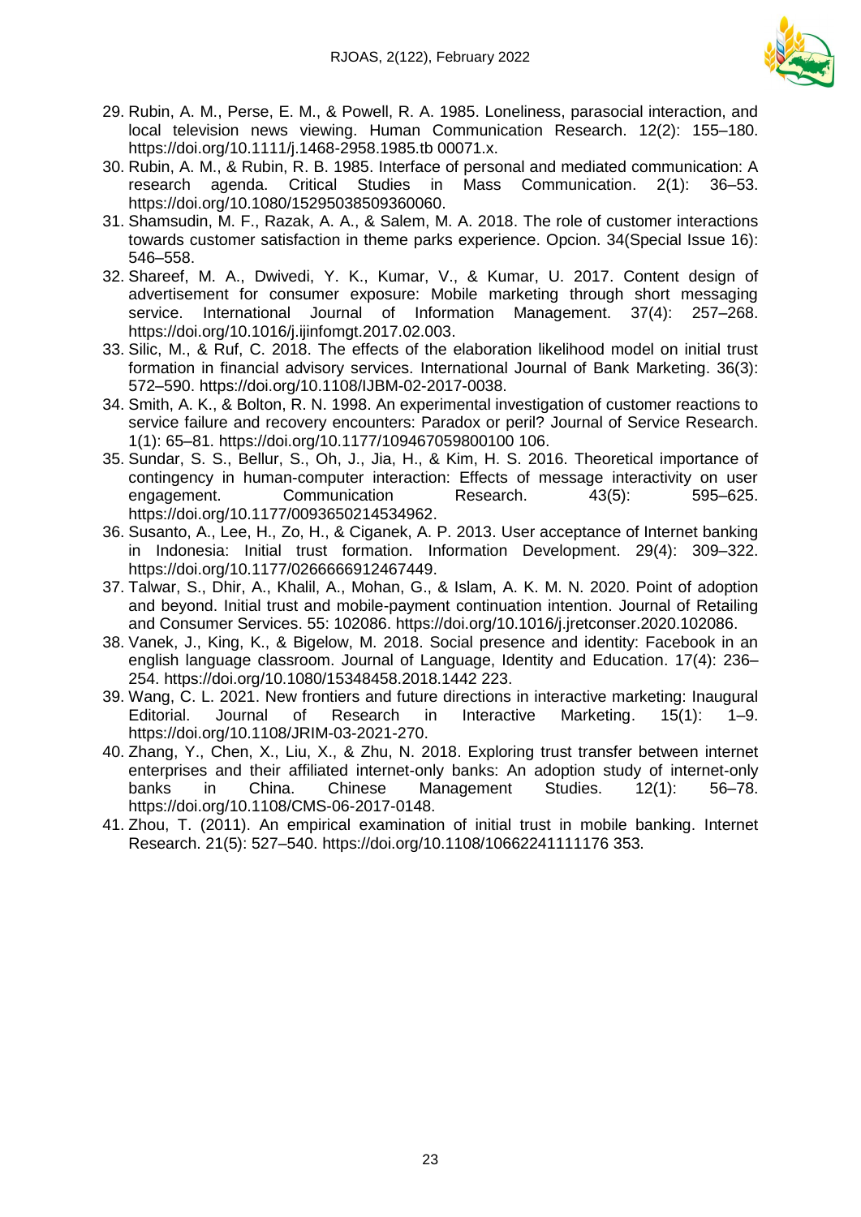29. Rubin, A. M., Perse, E. M., & Powell, R. A. 1985. Loneliness, parasocial interaction, and local television news viewing. Human Communication Research. 12(2): 155–180. https://doi.org/10.1111/j.1468-2958.1985.tb 00071.x.
30. Rubin, A. M., & Rubin, R. B. 1985. Interface of personal and mediated communication: A research agenda. Critical Studies in Mass Communication. 2(1): 36–53. https://doi.org/10.1080/15295038509360060.
31. Shamsudin, M. F., Razak, A. A., & Salem, M. A. 2018. The role of customer interactions towards customer satisfaction in theme parks experience. Opcion. 34(Special Issue 16): 546–558.
32. Shareef, M. A., Dwivedi, Y. K., Kumar, V., & Kumar, U. 2017. Content design of advertisement for consumer exposure: Mobile marketing through short messaging service. International Journal of Information Management. 37(4): 257–268. https://doi.org/10.1016/j.ijinfomgt.2017.02.003.
33. Silic, M., & Ruf, C. 2018. The effects of the elaboration likelihood model on initial trust formation in financial advisory services. International Journal of Bank Marketing. 36(3): 572–590. https://doi.org/10.1108/IJBM-02-2017-0038.
34. Smith, A. K., & Bolton, R. N. 1998. An experimental investigation of customer reactions to service failure and recovery encounters: Paradox or peril? Journal of Service Research. 1(1): 65–81. https://doi.org/10.1177/109467059800100 106.
35. Sundar, S. S., Bellur, S., Oh, J., Jia, H., & Kim, H. S. 2016. Theoretical importance of contingency in human-computer interaction: Effects of message interactivity on user engagement. Communication Research. 43(5): 595–625. https://doi.org/10.1177/0093650214534962.
36. Susanto, A., Lee, H., Zo, H., & Ciganek, A. P. 2013. User acceptance of Internet banking in Indonesia: Initial trust formation. Information Development. 29(4): 309–322. https://doi.org/10.1177/0266666912467449.
37. Talwar, S., Dhir, A., Khalil, A., Mohan, G., & Islam, A. K. M. N. 2020. Point of adoption and beyond. Initial trust and mobile-payment continuation intention. Journal of Retailing and Consumer Services. 55: 102086. https://doi.org/10.1016/j.jretconser.2020.102086.
38. Vanek, J., King, K., & Bigelow, M. 2018. Social presence and identity: Facebook in an english language classroom. Journal of Language, Identity and Education. 17(4): 236–254. https://doi.org/10.1080/15348458.2018.1442 223.
39. Wang, C. L. 2021. New frontiers and future directions in interactive marketing: Inaugural Editorial. Journal of Research in Interactive Marketing. 15(1): 1–9. https://doi.org/10.1108/JRIM-03-2021-270.
40. Zhang, Y., Chen, X., Liu, X., & Zhu, N. 2018. Exploring trust transfer between internet enterprises and their affiliated internet-only banks: An adoption study of internet-only banks in China. Chinese Management Studies. 12(1): 56–78. https://doi.org/10.1108/CMS-06-2017-0148.
41. Zhou, T. (2011). An empirical examination of initial trust in mobile banking. Internet Research. 21(5): 527–540. https://doi.org/10.1108/10662241111176 353.